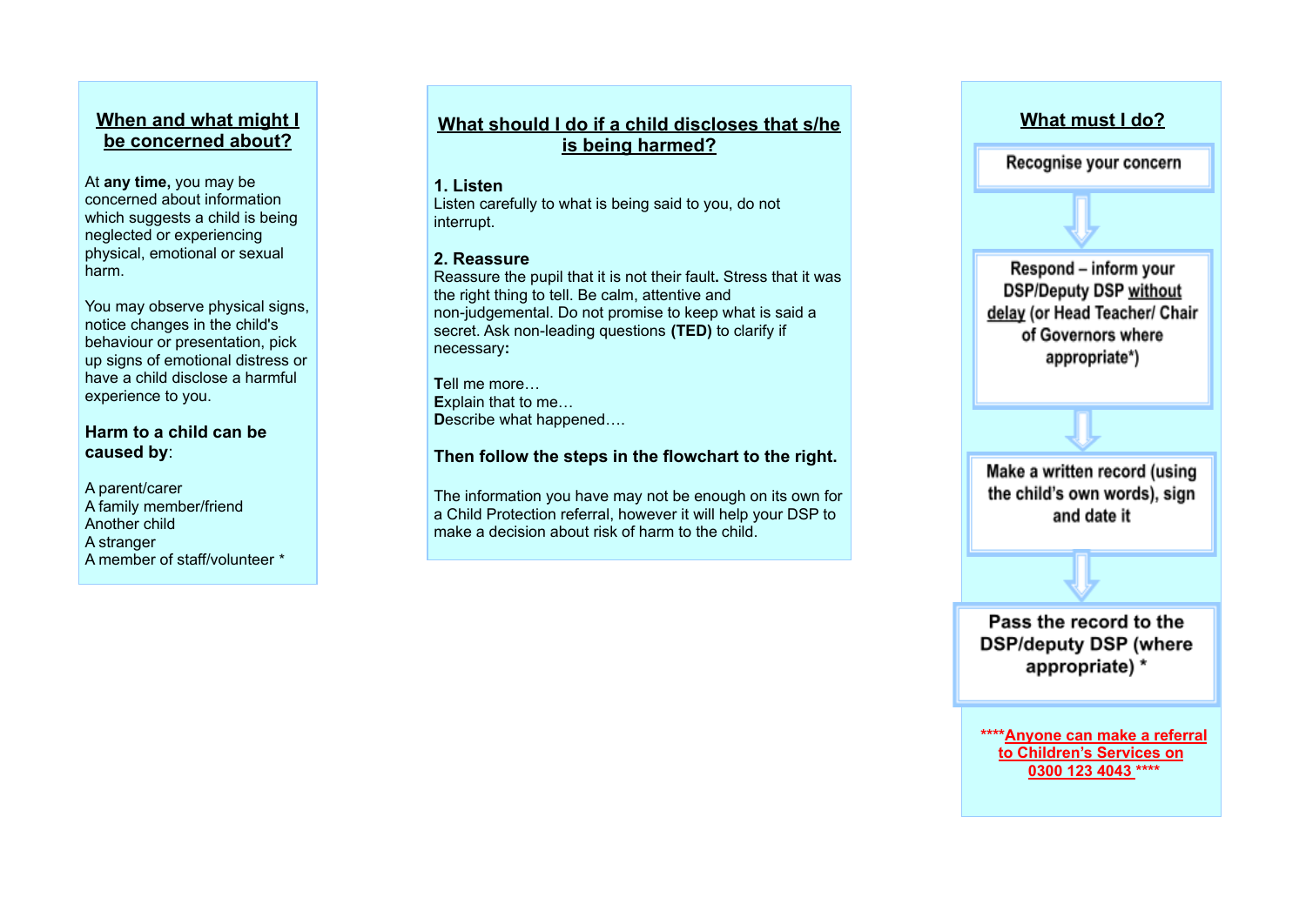## When and what might I be concerned about?

At **any time,** you may be concerned about information which suggests a child is being neglected or experiencing physical, emotional or sexual harm.

You may observe physical signs, notice changes in the child's behaviour or presentation, pick up signs of emotional distress or have a child disclose a harmful experience to you.

**Harm to a child can be caused by**:

A parent/carer
A family member/friend
Another child
A stranger
A member of staff/volunteer *

## What should I do if a child discloses that s/he is being harmed?

**1. Listen**
Listen carefully to what is being said to you, do not interrupt.

**2. Reassure**
Reassure the pupil that it is not their fault**.** Stress that it was the right thing to tell. Be calm, attentive and non-judgemental. Do not promise to keep what is said a secret. Ask non-leading questions **(TED)** to clarify if necessary**:**

**T**ell me more…
**E**xplain that to me…
**D**escribe what happened….

**Then follow the steps in the flowchart to the right.**

The information you have may not be enough on its own for a Child Protection referral, however it will help your DSP to make a decision about risk of harm to the child.

## What must I do?

Recognise your concern

⇩

Respond – inform your DSP/Deputy DSP without delay (or Head Teacher/ Chair of Governors where appropriate*)

⇩

Make a written record (using the child's own words), sign and date it

⇩

**Pass the record to the DSP/deputy DSP (where appropriate) ***

**\*\*\*\*Anyone can make a referral to Children's Services on 0300 123 4043 \*\*\*\***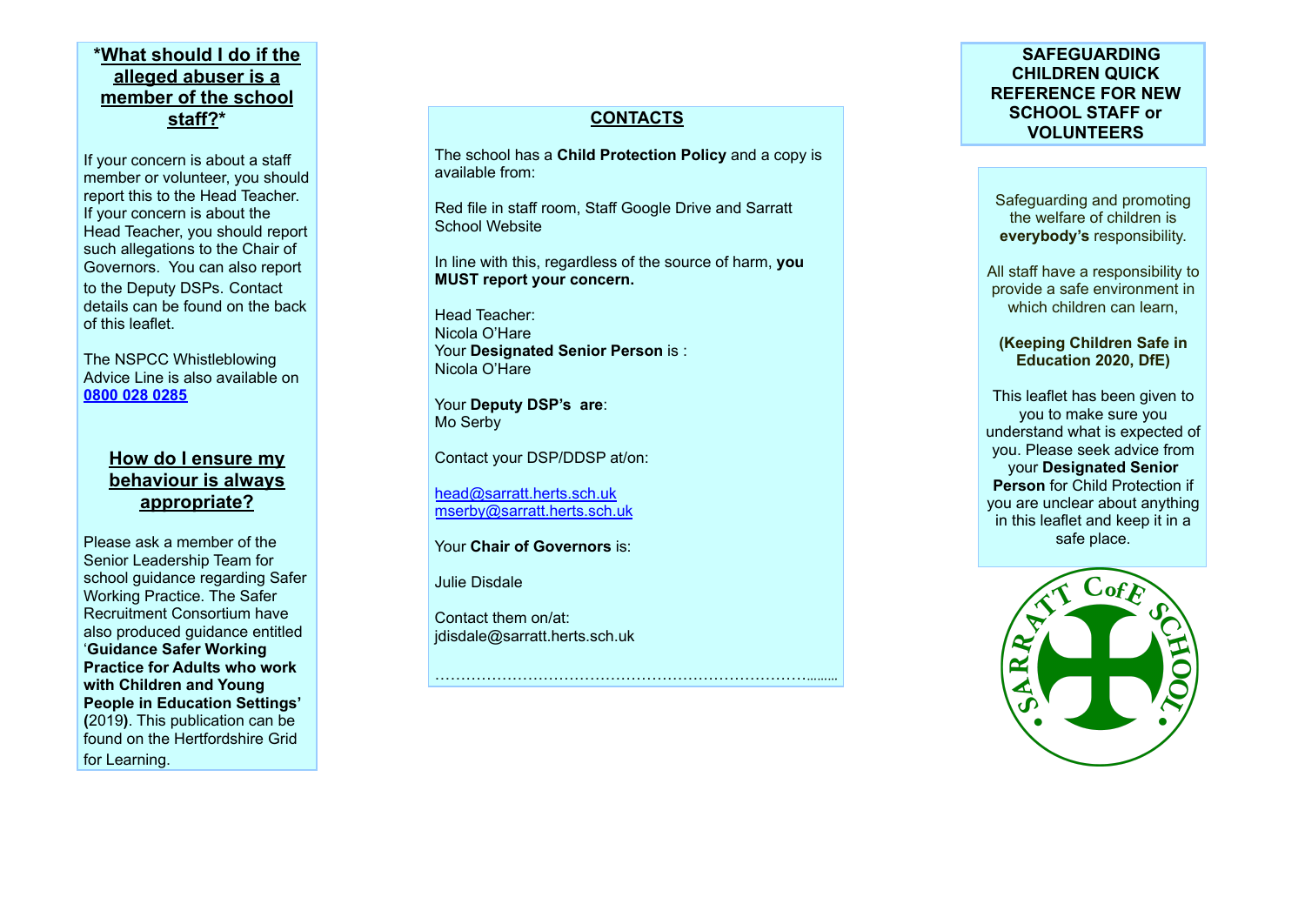## *What should I do if the alleged abuser is a member of the school staff?*

If your concern is about a staff member or volunteer, you should report this to the Head Teacher. If your concern is about the Head Teacher, you should report such allegations to the Chair of Governors. You can also report to the Deputy DSPs. Contact details can be found on the back of this leaflet.

The NSPCC Whistleblowing Advice Line is also available on **0800 028 0285**

## How do I ensure my behaviour is always appropriate?

Please ask a member of the Senior Leadership Team for school guidance regarding Safer Working Practice. The Safer Recruitment Consortium have also produced guidance entitled '**Guidance Safer Working Practice for Adults who work with Children and Young People in Education Settings'** (2019). This publication can be found on the Hertfordshire Grid for Learning.

## CONTACTS

The school has a **Child Protection Policy** and a copy is available from:

Red file in staff room, Staff Google Drive and Sarratt School Website

In line with this, regardless of the source of harm, **you MUST report your concern.**

Head Teacher:
Nicola O'Hare
Your **Designated Senior Person** is :
Nicola O'Hare

Your **Deputy DSP's are**:
Mo Serby

Contact your DSP/DDSP at/on:

head@sarratt.herts.sch.uk
mserby@sarratt.herts.sch.uk

Your **Chair of Governors** is:

Julie Disdale

Contact them on/at:
jdisdale@sarratt.herts.sch.uk

……………………………………………………………………………

## SAFEGUARDING CHILDREN QUICK REFERENCE FOR NEW SCHOOL STAFF or VOLUNTEERS

Safeguarding and promoting the welfare of children is **everybody's** responsibility.

All staff have a responsibility to provide a safe environment in which children can learn,

**(Keeping Children Safe in Education 2020, DfE)**

This leaflet has been given to you to make sure you understand what is expected of you. Please seek advice from your **Designated Senior Person** for Child Protection if you are unclear about anything in this leaflet and keep it in a safe place.

SARRATT CofE SCHOOL